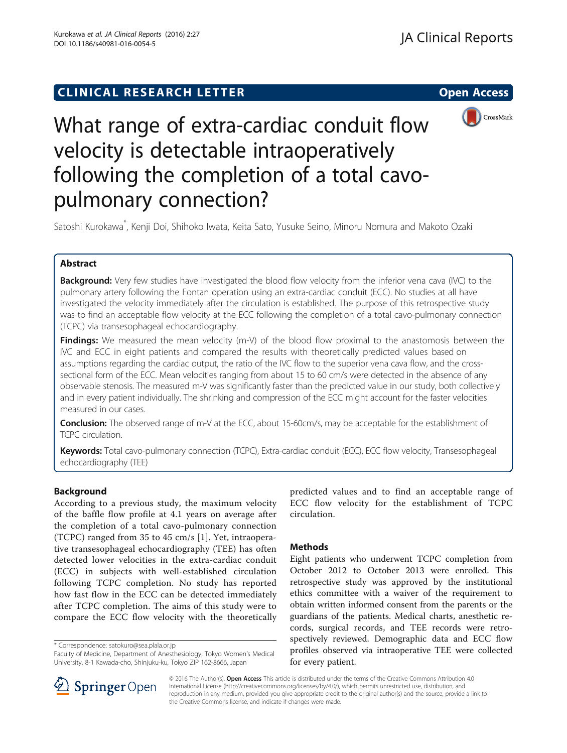## CLINICAL RESEARCH LETTER

**Open Access**

# What range of extra-cardiac conduit flow velocity is detectable intraoperatively following the completion of a total cavo-pulmonary connection?

Satoshi Kurokawa*, Kenji Doi, Shihoko Iwata, Keita Sato, Yusuke Seino, Minoru Nomura and Makoto Ozaki

## Abstract

**Background:** Very few studies have investigated the blood flow velocity from the inferior vena cava (IVC) to the pulmonary artery following the Fontan operation using an extra-cardiac conduit (ECC). No studies at all have investigated the velocity immediately after the circulation is established. The purpose of this retrospective study was to find an acceptable flow velocity at the ECC following the completion of a total cavo-pulmonary connection (TCPC) via transesophageal echocardiography.

**Findings:** We measured the mean velocity (m-V) of the blood flow proximal to the anastomosis between the IVC and ECC in eight patients and compared the results with theoretically predicted values based on assumptions regarding the cardiac output, the ratio of the IVC flow to the superior vena cava flow, and the cross-sectional form of the ECC. Mean velocities ranging from about 15 to 60 cm/s were detected in the absence of any observable stenosis. The measured m-V was significantly faster than the predicted value in our study, both collectively and in every patient individually. The shrinking and compression of the ECC might account for the faster velocities measured in our cases.

**Conclusion:** The observed range of m-V at the ECC, about 15-60cm/s, may be acceptable for the establishment of TCPC circulation.

**Keywords:** Total cavo-pulmonary connection (TCPC), Extra-cardiac conduit (ECC), ECC flow velocity, Transesophageal echocardiography (TEE)

## Background

According to a previous study, the maximum velocity of the baffle flow profile at 4.1 years on average after the completion of a total cavo-pulmonary connection (TCPC) ranged from 35 to 45 cm/s [1]. Yet, intraoperative transesophageal echocardiography (TEE) has often detected lower velocities in the extra-cardiac conduit (ECC) in subjects with well-established circulation following TCPC completion. No study has reported how fast flow in the ECC can be detected immediately after TCPC completion. The aims of this study were to compare the ECC flow velocity with the theoretically predicted values and to find an acceptable range of ECC flow velocity for the establishment of TCPC circulation.

## Methods

Eight patients who underwent TCPC completion from October 2012 to October 2013 were enrolled. This retrospective study was approved by the institutional ethics committee with a waiver of the requirement to obtain written informed consent from the parents or the guardians of the patients. Medical charts, anesthetic records, surgical records, and TEE records were retrospectively reviewed. Demographic data and ECC flow profiles observed via intraoperative TEE were collected for every patient.

* Correspondence: satokuro@sea.plala.or.jp
Faculty of Medicine, Department of Anesthesiology, Tokyo Women's Medical University, 8-1 Kawada-cho, Shinjuku-ku, Tokyo ZIP 162-8666, Japan

© 2016 The Author(s). **Open Access** This article is distributed under the terms of the Creative Commons Attribution 4.0 International License (http://creativecommons.org/licenses/by/4.0/), which permits unrestricted use, distribution, and reproduction in any medium, provided you give appropriate credit to the original author(s) and the source, provide a link to the Creative Commons license, and indicate if changes were made.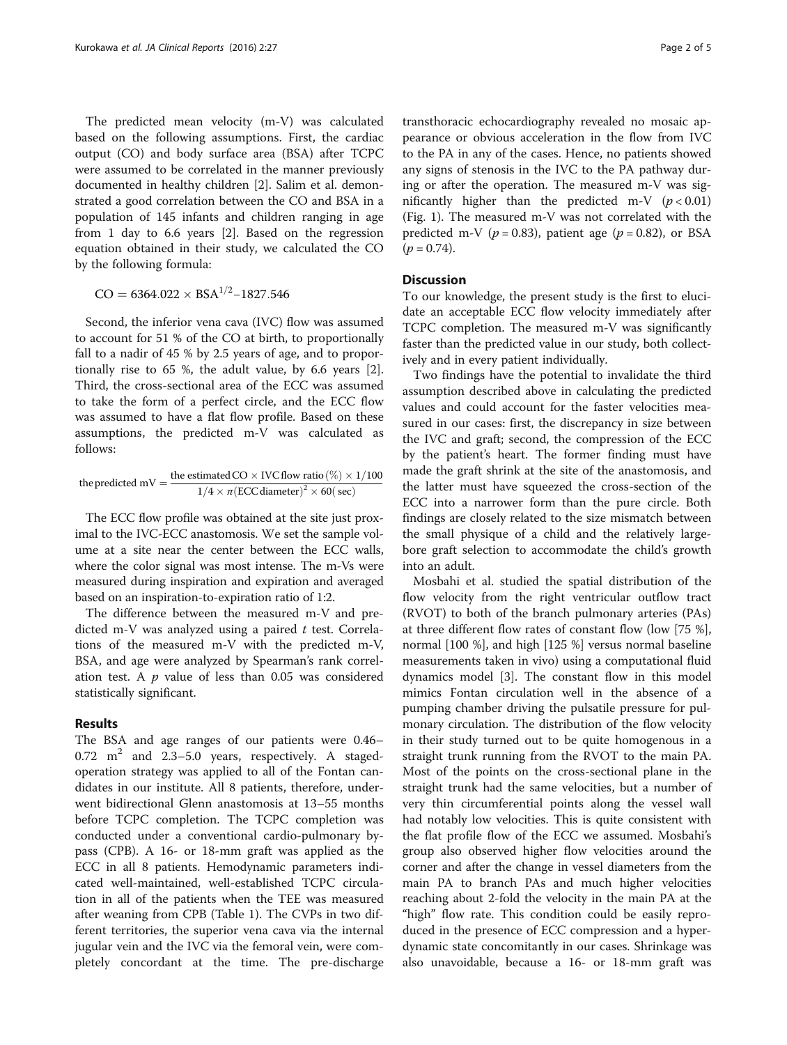The predicted mean velocity (m-V) was calculated based on the following assumptions. First, the cardiac output (CO) and body surface area (BSA) after TCPC were assumed to be correlated in the manner previously documented in healthy children [2]. Salim et al. demonstrated a good correlation between the CO and BSA in a population of 145 infants and children ranging in age from 1 day to 6.6 years [2]. Based on the regression equation obtained in their study, we calculated the CO by the following formula:

$$\mathrm{CO} = 6364.022 \times \mathrm{BSA}^{1/2} - 1827.546$$

Second, the inferior vena cava (IVC) flow was assumed to account for 51 % of the CO at birth, to proportionally fall to a nadir of 45 % by 2.5 years of age, and to proportionally rise to 65 %, the adult value, by 6.6 years [2]. Third, the cross-sectional area of the ECC was assumed to take the form of a perfect circle, and the ECC flow was assumed to have a flat flow profile. Based on these assumptions, the predicted m-V was calculated as follows:

$$\text{the predicted mV} = \frac{\text{the estimated CO} \times \text{IVC flow ratio}\,(\%) \times 1/100}{1/4 \times \pi(\text{ECC diameter})^2 \times 60(\text{sec})}$$

The ECC flow profile was obtained at the site just proximal to the IVC-ECC anastomosis. We set the sample volume at a site near the center between the ECC walls, where the color signal was most intense. The m-Vs were measured during inspiration and expiration and averaged based on an inspiration-to-expiration ratio of 1:2.

The difference between the measured m-V and predicted m-V was analyzed using a paired $t$ test. Correlations of the measured m-V with the predicted m-V, BSA, and age were analyzed by Spearman's rank correlation test. A $p$ value of less than 0.05 was considered statistically significant.

## Results

The BSA and age ranges of our patients were 0.46–0.72 $\mathrm{m}^2$ and 2.3–5.0 years, respectively. A staged-operation strategy was applied to all of the Fontan candidates in our institute. All 8 patients, therefore, underwent bidirectional Glenn anastomosis at 13–55 months before TCPC completion. The TCPC completion was conducted under a conventional cardio-pulmonary bypass (CPB). A 16- or 18-mm graft was applied as the ECC in all 8 patients. Hemodynamic parameters indicated well-maintained, well-established TCPC circulation in all of the patients when the TEE was measured after weaning from CPB (Table 1). The CVPs in two different territories, the superior vena cava via the internal jugular vein and the IVC via the femoral vein, were completely concordant at the time. The pre-discharge transthoracic echocardiography revealed no mosaic appearance or obvious acceleration in the flow from IVC to the PA in any of the cases. Hence, no patients showed any signs of stenosis in the IVC to the PA pathway during or after the operation. The measured m-V was significantly higher than the predicted m-V ($p < 0.01$) (Fig. 1). The measured m-V was not correlated with the predicted m-V ($p = 0.83$), patient age ($p = 0.82$), or BSA ($p = 0.74$).

## Discussion

To our knowledge, the present study is the first to elucidate an acceptable ECC flow velocity immediately after TCPC completion. The measured m-V was significantly faster than the predicted value in our study, both collectively and in every patient individually.

Two findings have the potential to invalidate the third assumption described above in calculating the predicted values and could account for the faster velocities measured in our cases: first, the discrepancy in size between the IVC and graft; second, the compression of the ECC by the patient's heart. The former finding must have made the graft shrink at the site of the anastomosis, and the latter must have squeezed the cross-section of the ECC into a narrower form than the pure circle. Both findings are closely related to the size mismatch between the small physique of a child and the relatively large-bore graft selection to accommodate the child's growth into an adult.

Mosbahi et al. studied the spatial distribution of the flow velocity from the right ventricular outflow tract (RVOT) to both of the branch pulmonary arteries (PAs) at three different flow rates of constant flow (low [75 %], normal [100 %], and high [125 %] versus normal baseline measurements taken in vivo) using a computational fluid dynamics model [3]. The constant flow in this model mimics Fontan circulation well in the absence of a pumping chamber driving the pulsatile pressure for pulmonary circulation. The distribution of the flow velocity in their study turned out to be quite homogenous in a straight trunk running from the RVOT to the main PA. Most of the points on the cross-sectional plane in the straight trunk had the same velocities, but a number of very thin circumferential points along the vessel wall had notably low velocities. This is quite consistent with the flat profile flow of the ECC we assumed. Mosbahi's group also observed higher flow velocities around the corner and after the change in vessel diameters from the main PA to branch PAs and much higher velocities reaching about 2-fold the velocity in the main PA at the "high" flow rate. This condition could be easily reproduced in the presence of ECC compression and a hyperdynamic state concomitantly in our cases. Shrinkage was also unavoidable, because a 16- or 18-mm graft was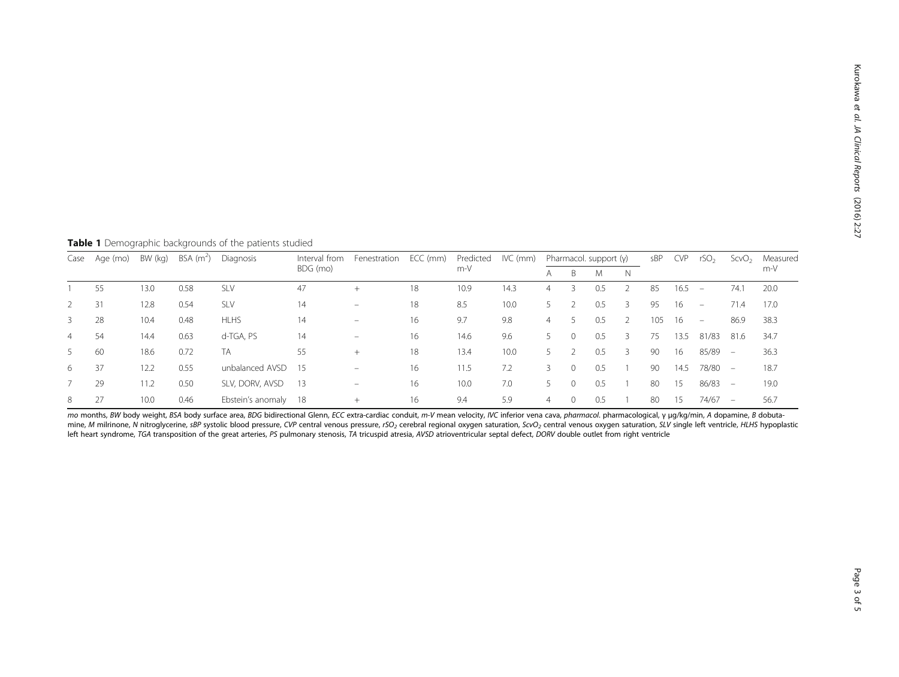**Table 1** Demographic backgrounds of the patients studied

| Case | Age (mo) | BW (kg) | BSA ($m^2$) | Diagnosis | Interval from BDG (mo) | Fenestration | ECC (mm) | Predicted m-V | IVC (mm) | Pharmacol. support (γ) | | | | sBP | CVP | $rSO_2$ | $ScvO_2$ | Measured m-V |
|---|---|---|---|---|---|---|---|---|---|---|---|---|---|---|---|---|---|---|
| | | | | | | | | | | A | B | M | N | | | | | |
| 1 | 55 | 13.0 | 0.58 | SLV | 47 | + | 18 | 10.9 | 14.3 | 4 | 3 | 0.5 | 2 | 85 | 16.5 | – | 74.1 | 20.0 |
| 2 | 31 | 12.8 | 0.54 | SLV | 14 | – | 18 | 8.5 | 10.0 | 5 | 2 | 0.5 | 3 | 95 | 16 | – | 71.4 | 17.0 |
| 3 | 28 | 10.4 | 0.48 | HLHS | 14 | – | 16 | 9.7 | 9.8 | 4 | 5 | 0.5 | 2 | 105 | 16 | – | 86.9 | 38.3 |
| 4 | 54 | 14.4 | 0.63 | d-TGA, PS | 14 | – | 16 | 14.6 | 9.6 | 5 | 0 | 0.5 | 3 | 75 | 13.5 | 81/83 | 81.6 | 34.7 |
| 5 | 60 | 18.6 | 0.72 | TA | 55 | + | 18 | 13.4 | 10.0 | 5 | 2 | 0.5 | 3 | 90 | 16 | 85/89 | – | 36.3 |
| 6 | 37 | 12.2 | 0.55 | unbalanced AVSD | 15 | – | 16 | 11.5 | 7.2 | 3 | 0 | 0.5 | 1 | 90 | 14.5 | 78/80 | – | 18.7 |
| 7 | 29 | 11.2 | 0.50 | SLV, DORV, AVSD | 13 | – | 16 | 10.0 | 7.0 | 5 | 0 | 0.5 | 1 | 80 | 15 | 86/83 | – | 19.0 |
| 8 | 27 | 10.0 | 0.46 | Ebstein's anomaly | 18 | + | 16 | 9.4 | 5.9 | 4 | 0 | 0.5 | 1 | 80 | 15 | 74/67 | – | 56.7 |

*mo* months, *BW* body weight, *BSA* body surface area, *BDG* bidirectional Glenn, *ECC* extra-cardiac conduit, *m-V* mean velocity, *IVC* inferior vena cava, *pharmacol.* pharmacological, γ μg/kg/min, *A* dopamine, *B* dobutamine, *M* milrinone, *N* nitroglycerine, *sBP* systolic blood pressure, *CVP* central venous pressure, $rSO_2$ cerebral regional oxygen saturation, $ScvO_2$ central venous oxygen saturation, *SLV* single left ventricle, *HLHS* hypoplastic left heart syndrome, *TGA* transposition of the great arteries, *PS* pulmonary stenosis, *TA* tricuspid atresia, *AVSD* atrioventricular septal defect, *DORV* double outlet from right ventricle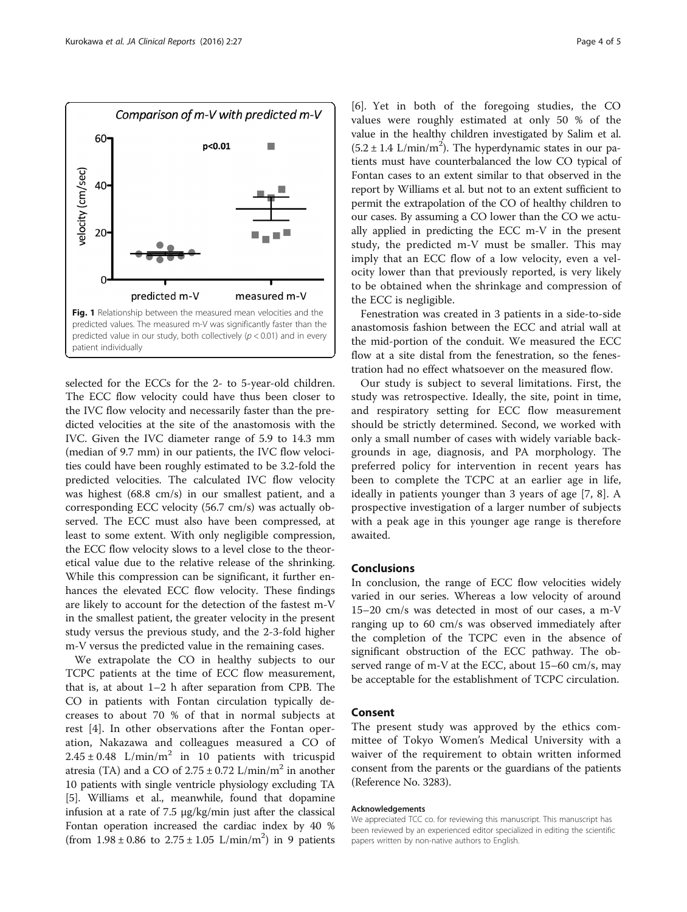Comparison of m-V with predicted m-V

60

p<0.01

velocity (cm/sec)

40

20

0

predicted m-V

measured m-V

**Fig. 1** Relationship between the measured mean velocities and the predicted values. The measured m-V was significantly faster than the predicted value in our study, both collectively ($p < 0.01$) and in every patient individually

selected for the ECCs for the 2- to 5-year-old children. The ECC flow velocity could have thus been closer to the IVC flow velocity and necessarily faster than the predicted velocities at the site of the anastomosis with the IVC. Given the IVC diameter range of 5.9 to 14.3 mm (median of 9.7 mm) in our patients, the IVC flow velocities could have been roughly estimated to be 3.2-fold the predicted velocities. The calculated IVC flow velocity was highest (68.8 cm/s) in our smallest patient, and a corresponding ECC velocity (56.7 cm/s) was actually observed. The ECC must also have been compressed, at least to some extent. With only negligible compression, the ECC flow velocity slows to a level close to the theoretical value due to the relative release of the shrinking. While this compression can be significant, it further enhances the elevated ECC flow velocity. These findings are likely to account for the detection of the fastest m-V in the smallest patient, the greater velocity in the present study versus the previous study, and the 2-3-fold higher m-V versus the predicted value in the remaining cases.

We extrapolate the CO in healthy subjects to our TCPC patients at the time of ECC flow measurement, that is, at about 1–2 h after separation from CPB. The CO in patients with Fontan circulation typically decreases to about 70 % of that in normal subjects at rest [4]. In other observations after the Fontan operation, Nakazawa and colleagues measured a CO of $2.45 \pm 0.48$ L/min/m$^2$ in 10 patients with tricuspid atresia (TA) and a CO of $2.75 \pm 0.72$ L/min/m$^2$ in another 10 patients with single ventricle physiology excluding TA [5]. Williams et al., meanwhile, found that dopamine infusion at a rate of 7.5 μg/kg/min just after the classical Fontan operation increased the cardiac index by 40 % (from $1.98 \pm 0.86$ to $2.75 \pm 1.05$ L/min/m$^2$) in 9 patients [6]. Yet in both of the foregoing studies, the CO values were roughly estimated at only 50 % of the value in the healthy children investigated by Salim et al. ($5.2 \pm 1.4$ L/min/m$^2$). The hyperdynamic states in our patients must have counterbalanced the low CO typical of Fontan cases to an extent similar to that observed in the report by Williams et al. but not to an extent sufficient to permit the extrapolation of the CO of healthy children to our cases. By assuming a CO lower than the CO we actually applied in predicting the ECC m-V in the present study, the predicted m-V must be smaller. This may imply that an ECC flow of a low velocity, even a velocity lower than that previously reported, is very likely to be obtained when the shrinkage and compression of the ECC is negligible.

Fenestration was created in 3 patients in a side-to-side anastomosis fashion between the ECC and atrial wall at the mid-portion of the conduit. We measured the ECC flow at a site distal from the fenestration, so the fenestration had no effect whatsoever on the measured flow.

Our study is subject to several limitations. First, the study was retrospective. Ideally, the site, point in time, and respiratory setting for ECC flow measurement should be strictly determined. Second, we worked with only a small number of cases with widely variable backgrounds in age, diagnosis, and PA morphology. The preferred policy for intervention in recent years has been to complete the TCPC at an earlier age in life, ideally in patients younger than 3 years of age [7, 8]. A prospective investigation of a larger number of subjects with a peak age in this younger age range is therefore awaited.

## Conclusions

In conclusion, the range of ECC flow velocities widely varied in our series. Whereas a low velocity of around 15–20 cm/s was detected in most of our cases, a m-V ranging up to 60 cm/s was observed immediately after the completion of the TCPC even in the absence of significant obstruction of the ECC pathway. The observed range of m-V at the ECC, about 15–60 cm/s, may be acceptable for the establishment of TCPC circulation.

## Consent

The present study was approved by the ethics committee of Tokyo Women's Medical University with a waiver of the requirement to obtain written informed consent from the parents or the guardians of the patients (Reference No. 3283).

#### Acknowledgements

We appreciated TCC co. for reviewing this manuscript. This manuscript has been reviewed by an experienced editor specialized in editing the scientific papers written by non-native authors to English.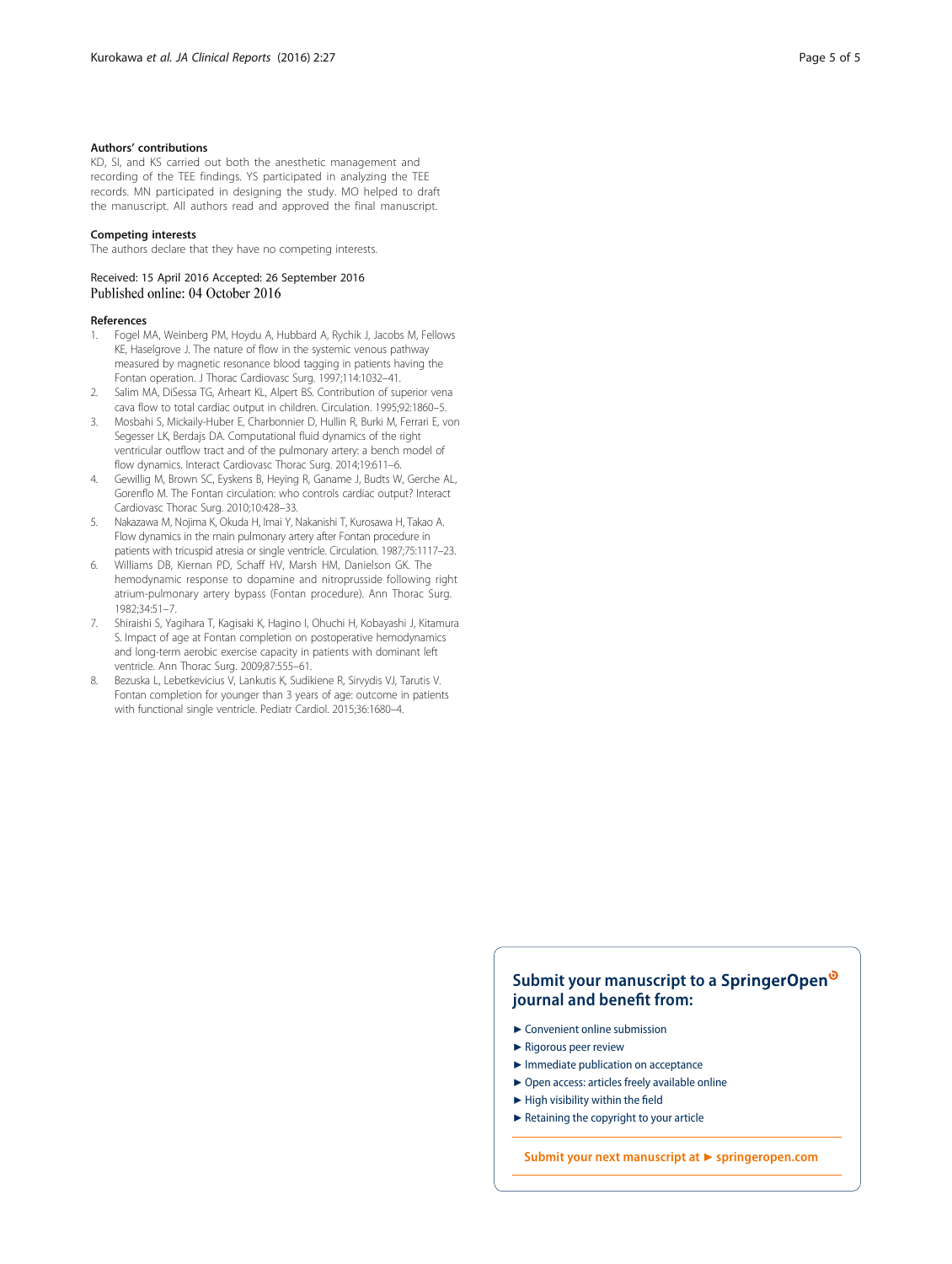#### Authors' contributions

KD, SI, and KS carried out both the anesthetic management and recording of the TEE findings. YS participated in analyzing the TEE records. MN participated in designing the study. MO helped to draft the manuscript. All authors read and approved the final manuscript.

#### Competing interests

The authors declare that they have no competing interests.

Received: 15 April 2016 Accepted: 26 September 2016
Published online: 04 October 2016

#### References

1. Fogel MA, Weinberg PM, Hoydu A, Hubbard A, Rychik J, Jacobs M, Fellows KE, Haselgrove J. The nature of flow in the systemic venous pathway measured by magnetic resonance blood tagging in patients having the Fontan operation. J Thorac Cardiovasc Surg. 1997;114:1032–41.
2. Salim MA, DiSessa TG, Arheart KL, Alpert BS. Contribution of superior vena cava flow to total cardiac output in children. Circulation. 1995;92:1860–5.
3. Mosbahi S, Mickaily-Huber E, Charbonnier D, Hullin R, Burki M, Ferrari E, von Segesser LK, Berdajs DA. Computational fluid dynamics of the right ventricular outflow tract and of the pulmonary artery: a bench model of flow dynamics. Interact Cardiovasc Thorac Surg. 2014;19:611–6.
4. Gewillig M, Brown SC, Eyskens B, Heying R, Ganame J, Budts W, Gerche AL, Gorenflo M. The Fontan circulation: who controls cardiac output? Interact Cardiovasc Thorac Surg. 2010;10:428–33.
5. Nakazawa M, Nojima K, Okuda H, Imai Y, Nakanishi T, Kurosawa H, Takao A. Flow dynamics in the main pulmonary artery after Fontan procedure in patients with tricuspid atresia or single ventricle. Circulation. 1987;75:1117–23.
6. Williams DB, Kiernan PD, Schaff HV, Marsh HM, Danielson GK. The hemodynamic response to dopamine and nitroprusside following right atrium-pulmonary artery bypass (Fontan procedure). Ann Thorac Surg. 1982;34:51–7.
7. Shiraishi S, Yagihara T, Kagisaki K, Hagino I, Ohuchi H, Kobayashi J, Kitamura S. Impact of age at Fontan completion on postoperative hemodynamics and long-term aerobic exercise capacity in patients with dominant left ventricle. Ann Thorac Surg. 2009;87:555–61.
8. Bezuska L, Lebetkevicius V, Lankutis K, Sudikiene R, Sirvydis VJ, Tarutis V. Fontan completion for younger than 3 years of age: outcome in patients with functional single ventricle. Pediatr Cardiol. 2015;36:1680–4.

**Submit your manuscript to a SpringerOpen journal and benefit from:**

- ► Convenient online submission
- ► Rigorous peer review
- ► Immediate publication on acceptance
- ► Open access: articles freely available online
- ► High visibility within the field
- ► Retaining the copyright to your article

**Submit your next manuscript at ► springeropen.com**